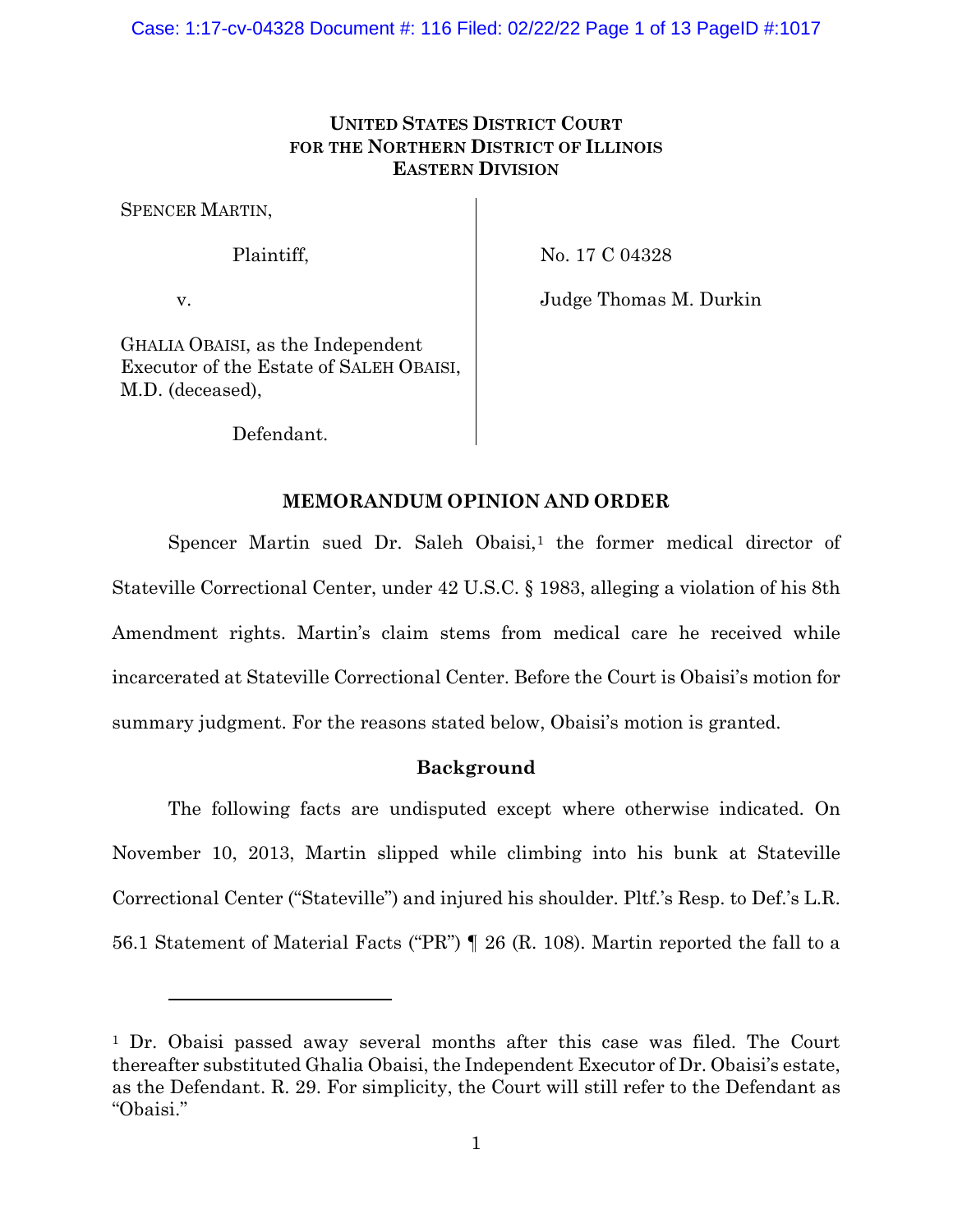UNITED STATES DISTRICT COURT
FOR THE NORTHERN DISTRICT OF ILLINOIS
EASTERN DIVISION

| | |
|---|---|
| SPENCER MARTIN,<br><br>Plaintiff,<br><br>v.<br><br>GHALIA OBAISI, as the Independent Executor of the Estate of SALEH OBAISI, M.D. (deceased),<br><br>Defendant. | No. 17 C 04328<br><br>Judge Thomas M. Durkin |

## MEMORANDUM OPINION AND ORDER

Spencer Martin sued Dr. Saleh Obaisi,[1] the former medical director of Stateville Correctional Center, under 42 U.S.C. § 1983, alleging a violation of his 8th Amendment rights. Martin's claim stems from medical care he received while incarcerated at Stateville Correctional Center. Before the Court is Obaisi's motion for summary judgment. For the reasons stated below, Obaisi's motion is granted.

### Background

The following facts are undisputed except where otherwise indicated. On November 10, 2013, Martin slipped while climbing into his bunk at Stateville Correctional Center ("Stateville") and injured his shoulder. Pltf.'s Resp. to Def.'s L.R. 56.1 Statement of Material Facts ("PR") ¶ 26 (R. 108). Martin reported the fall to a

[1] Dr. Obaisi passed away several months after this case was filed. The Court thereafter substituted Ghalia Obaisi, the Independent Executor of Dr. Obaisi's estate, as the Defendant. R. 29. For simplicity, the Court will still refer to the Defendant as "Obaisi."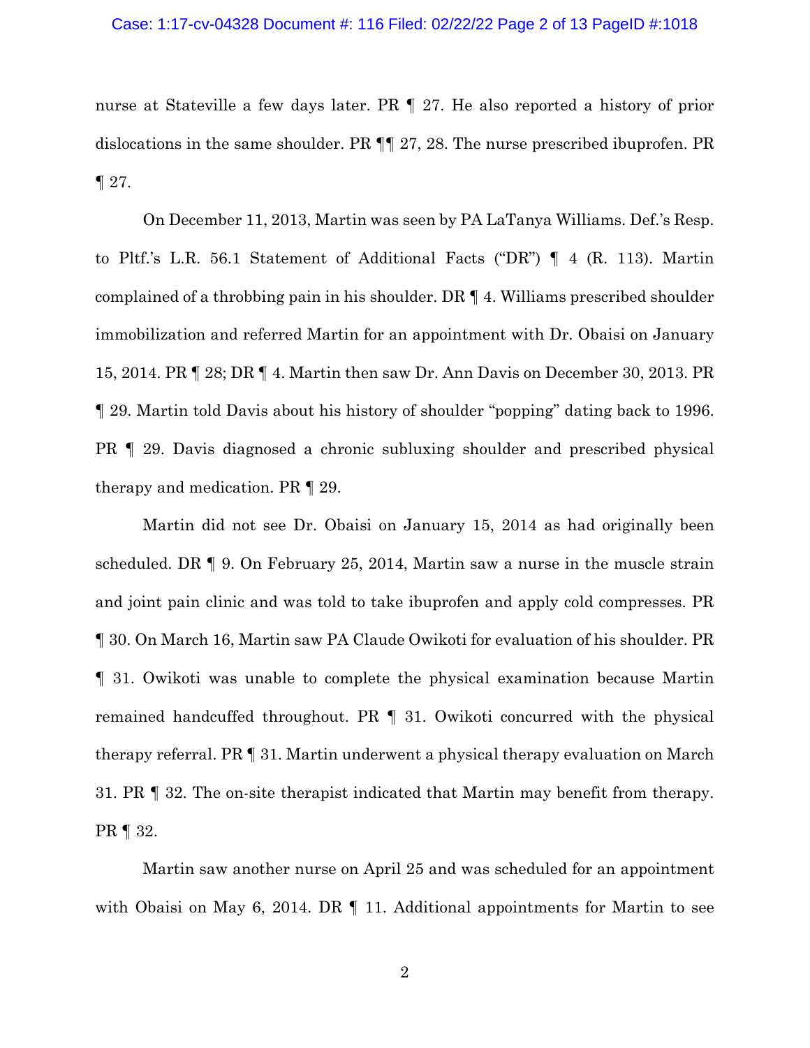nurse at Stateville a few days later. PR ¶ 27. He also reported a history of prior dislocations in the same shoulder. PR ¶¶ 27, 28. The nurse prescribed ibuprofen. PR ¶ 27.

On December 11, 2013, Martin was seen by PA LaTanya Williams. Def.'s Resp. to Pltf.'s L.R. 56.1 Statement of Additional Facts ("DR") ¶ 4 (R. 113). Martin complained of a throbbing pain in his shoulder. DR ¶ 4. Williams prescribed shoulder immobilization and referred Martin for an appointment with Dr. Obaisi on January 15, 2014. PR ¶ 28; DR ¶ 4. Martin then saw Dr. Ann Davis on December 30, 2013. PR ¶ 29. Martin told Davis about his history of shoulder "popping" dating back to 1996. PR ¶ 29. Davis diagnosed a chronic subluxing shoulder and prescribed physical therapy and medication. PR ¶ 29.

Martin did not see Dr. Obaisi on January 15, 2014 as had originally been scheduled. DR ¶ 9. On February 25, 2014, Martin saw a nurse in the muscle strain and joint pain clinic and was told to take ibuprofen and apply cold compresses. PR ¶ 30. On March 16, Martin saw PA Claude Owikoti for evaluation of his shoulder. PR ¶ 31. Owikoti was unable to complete the physical examination because Martin remained handcuffed throughout. PR ¶ 31. Owikoti concurred with the physical therapy referral. PR ¶ 31. Martin underwent a physical therapy evaluation on March 31. PR ¶ 32. The on-site therapist indicated that Martin may benefit from therapy. PR ¶ 32.

Martin saw another nurse on April 25 and was scheduled for an appointment with Obaisi on May 6, 2014. DR ¶ 11. Additional appointments for Martin to see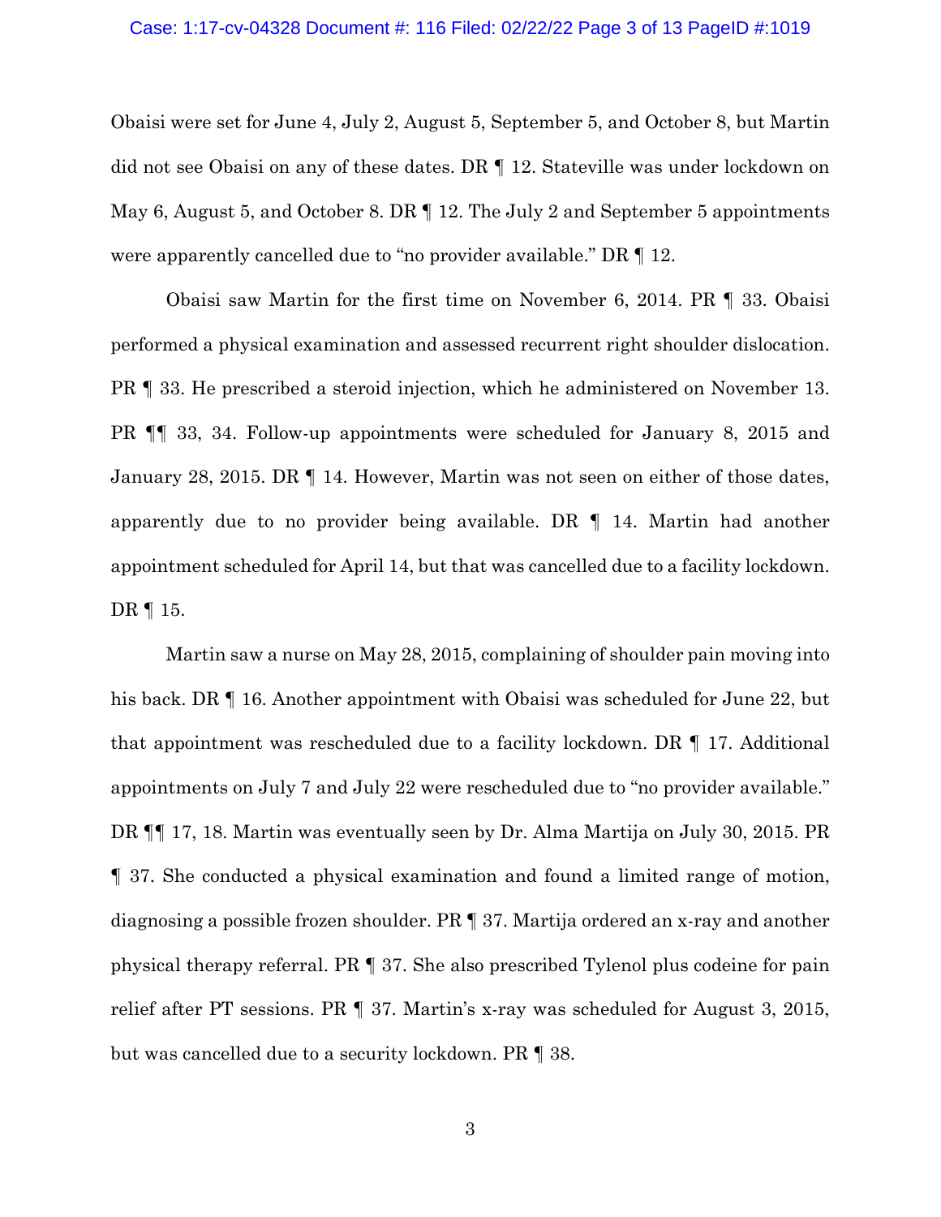Obaisi were set for June 4, July 2, August 5, September 5, and October 8, but Martin did not see Obaisi on any of these dates. DR ¶ 12. Stateville was under lockdown on May 6, August 5, and October 8. DR ¶ 12. The July 2 and September 5 appointments were apparently cancelled due to "no provider available." DR ¶ 12.

Obaisi saw Martin for the first time on November 6, 2014. PR ¶ 33. Obaisi performed a physical examination and assessed recurrent right shoulder dislocation. PR ¶ 33. He prescribed a steroid injection, which he administered on November 13. PR ¶¶ 33, 34. Follow-up appointments were scheduled for January 8, 2015 and January 28, 2015. DR ¶ 14. However, Martin was not seen on either of those dates, apparently due to no provider being available. DR ¶ 14. Martin had another appointment scheduled for April 14, but that was cancelled due to a facility lockdown. DR ¶ 15.

Martin saw a nurse on May 28, 2015, complaining of shoulder pain moving into his back. DR ¶ 16. Another appointment with Obaisi was scheduled for June 22, but that appointment was rescheduled due to a facility lockdown. DR ¶ 17. Additional appointments on July 7 and July 22 were rescheduled due to "no provider available." DR ¶¶ 17, 18. Martin was eventually seen by Dr. Alma Martija on July 30, 2015. PR ¶ 37. She conducted a physical examination and found a limited range of motion, diagnosing a possible frozen shoulder. PR ¶ 37. Martija ordered an x-ray and another physical therapy referral. PR ¶ 37. She also prescribed Tylenol plus codeine for pain relief after PT sessions. PR ¶ 37. Martin's x-ray was scheduled for August 3, 2015, but was cancelled due to a security lockdown. PR ¶ 38.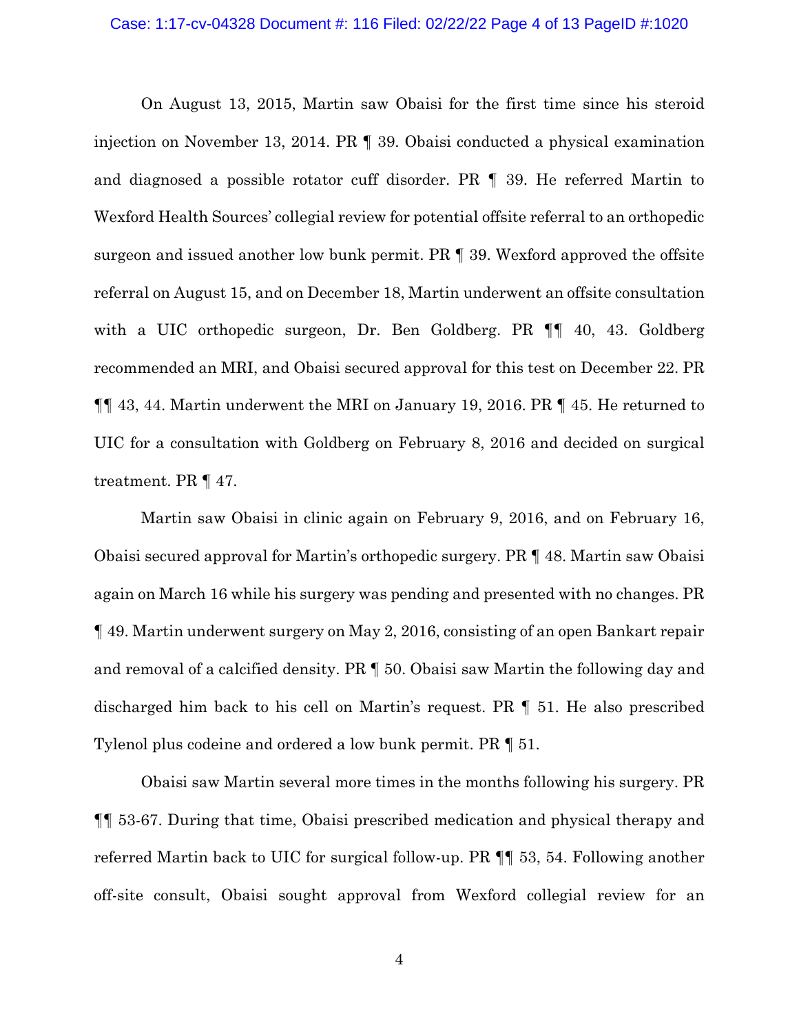On August 13, 2015, Martin saw Obaisi for the first time since his steroid injection on November 13, 2014. PR ¶ 39. Obaisi conducted a physical examination and diagnosed a possible rotator cuff disorder. PR ¶ 39. He referred Martin to Wexford Health Sources' collegial review for potential offsite referral to an orthopedic surgeon and issued another low bunk permit. PR ¶ 39. Wexford approved the offsite referral on August 15, and on December 18, Martin underwent an offsite consultation with a UIC orthopedic surgeon, Dr. Ben Goldberg. PR ¶¶ 40, 43. Goldberg recommended an MRI, and Obaisi secured approval for this test on December 22. PR ¶¶ 43, 44. Martin underwent the MRI on January 19, 2016. PR ¶ 45. He returned to UIC for a consultation with Goldberg on February 8, 2016 and decided on surgical treatment. PR ¶ 47.

Martin saw Obaisi in clinic again on February 9, 2016, and on February 16, Obaisi secured approval for Martin's orthopedic surgery. PR ¶ 48. Martin saw Obaisi again on March 16 while his surgery was pending and presented with no changes. PR ¶ 49. Martin underwent surgery on May 2, 2016, consisting of an open Bankart repair and removal of a calcified density. PR ¶ 50. Obaisi saw Martin the following day and discharged him back to his cell on Martin's request. PR ¶ 51. He also prescribed Tylenol plus codeine and ordered a low bunk permit. PR ¶ 51.

Obaisi saw Martin several more times in the months following his surgery. PR ¶¶ 53-67. During that time, Obaisi prescribed medication and physical therapy and referred Martin back to UIC for surgical follow-up. PR ¶¶ 53, 54. Following another off-site consult, Obaisi sought approval from Wexford collegial review for an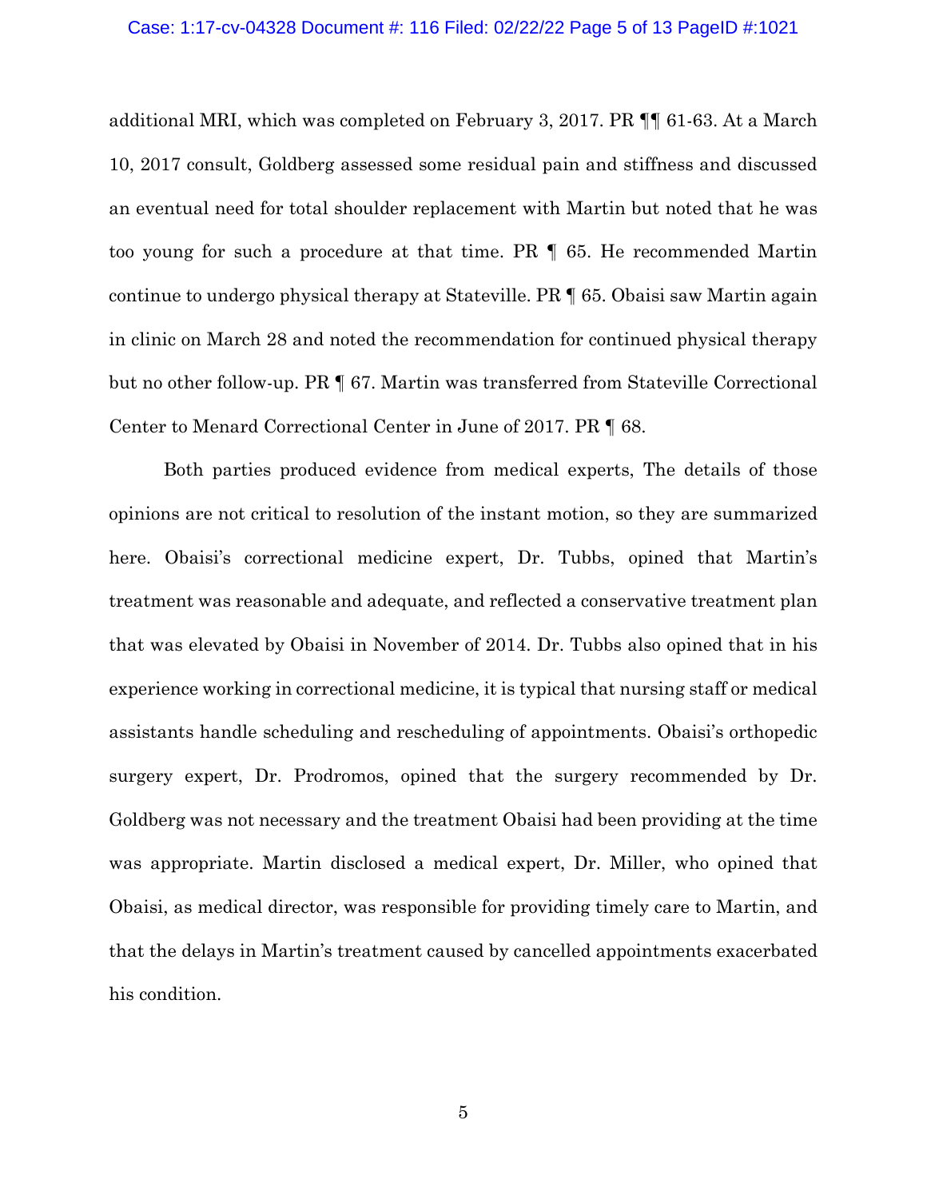additional MRI, which was completed on February 3, 2017. PR ¶¶ 61-63. At a March 10, 2017 consult, Goldberg assessed some residual pain and stiffness and discussed an eventual need for total shoulder replacement with Martin but noted that he was too young for such a procedure at that time. PR ¶ 65. He recommended Martin continue to undergo physical therapy at Stateville. PR ¶ 65. Obaisi saw Martin again in clinic on March 28 and noted the recommendation for continued physical therapy but no other follow-up. PR ¶ 67. Martin was transferred from Stateville Correctional Center to Menard Correctional Center in June of 2017. PR ¶ 68.

Both parties produced evidence from medical experts, The details of those opinions are not critical to resolution of the instant motion, so they are summarized here. Obaisi's correctional medicine expert, Dr. Tubbs, opined that Martin's treatment was reasonable and adequate, and reflected a conservative treatment plan that was elevated by Obaisi in November of 2014. Dr. Tubbs also opined that in his experience working in correctional medicine, it is typical that nursing staff or medical assistants handle scheduling and rescheduling of appointments. Obaisi's orthopedic surgery expert, Dr. Prodromos, opined that the surgery recommended by Dr. Goldberg was not necessary and the treatment Obaisi had been providing at the time was appropriate. Martin disclosed a medical expert, Dr. Miller, who opined that Obaisi, as medical director, was responsible for providing timely care to Martin, and that the delays in Martin's treatment caused by cancelled appointments exacerbated his condition.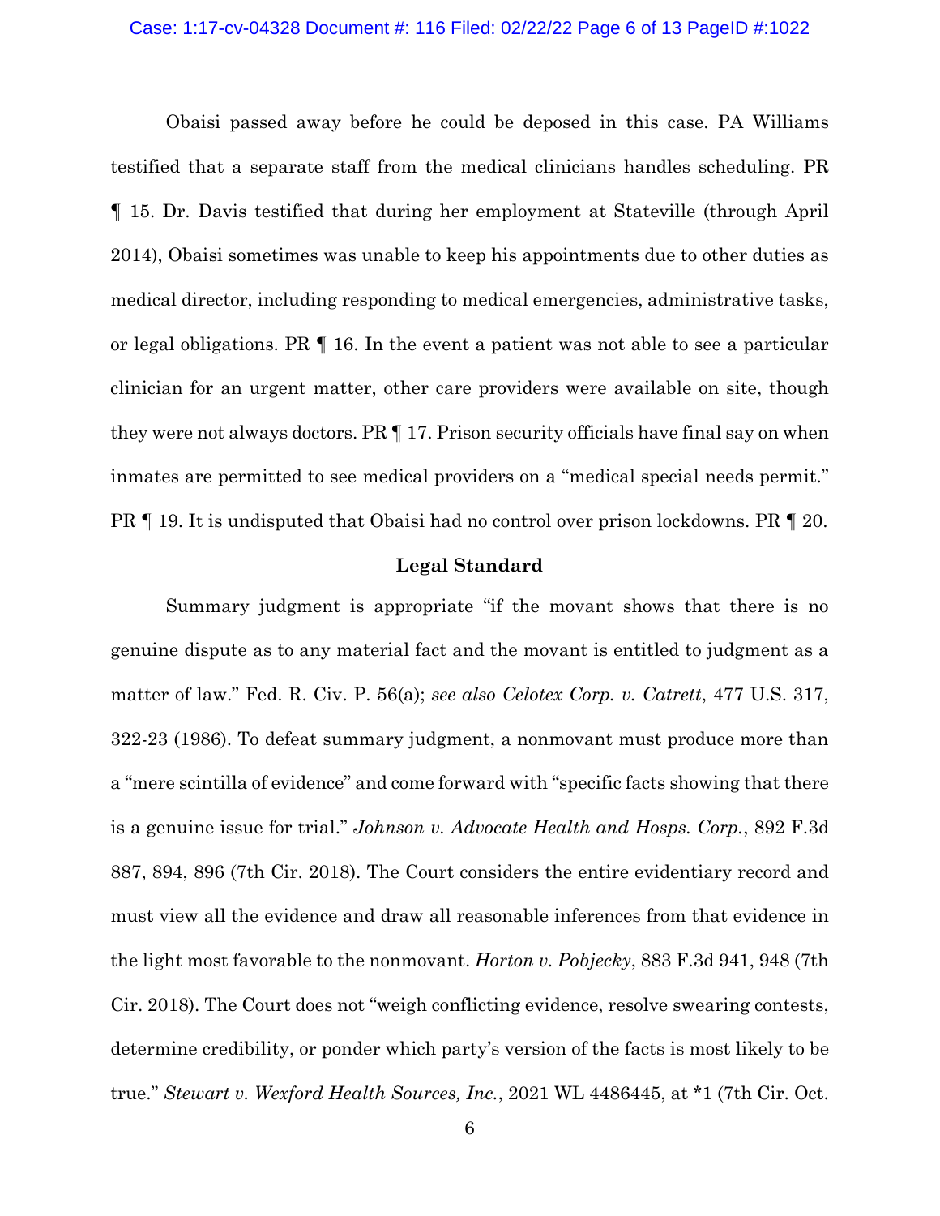Obaisi passed away before he could be deposed in this case. PA Williams testified that a separate staff from the medical clinicians handles scheduling. PR ¶ 15. Dr. Davis testified that during her employment at Stateville (through April 2014), Obaisi sometimes was unable to keep his appointments due to other duties as medical director, including responding to medical emergencies, administrative tasks, or legal obligations. PR ¶ 16. In the event a patient was not able to see a particular clinician for an urgent matter, other care providers were available on site, though they were not always doctors. PR ¶ 17. Prison security officials have final say on when inmates are permitted to see medical providers on a "medical special needs permit." PR ¶ 19. It is undisputed that Obaisi had no control over prison lockdowns. PR ¶ 20.

## Legal Standard

Summary judgment is appropriate "if the movant shows that there is no genuine dispute as to any material fact and the movant is entitled to judgment as a matter of law." Fed. R. Civ. P. 56(a); *see also Celotex Corp. v. Catrett*, 477 U.S. 317, 322-23 (1986). To defeat summary judgment, a nonmovant must produce more than a "mere scintilla of evidence" and come forward with "specific facts showing that there is a genuine issue for trial." *Johnson v. Advocate Health and Hosps. Corp.*, 892 F.3d 887, 894, 896 (7th Cir. 2018). The Court considers the entire evidentiary record and must view all the evidence and draw all reasonable inferences from that evidence in the light most favorable to the nonmovant. *Horton v. Pobjecky*, 883 F.3d 941, 948 (7th Cir. 2018). The Court does not "weigh conflicting evidence, resolve swearing contests, determine credibility, or ponder which party's version of the facts is most likely to be true." *Stewart v. Wexford Health Sources, Inc.*, 2021 WL 4486445, at *1 (7th Cir. Oct.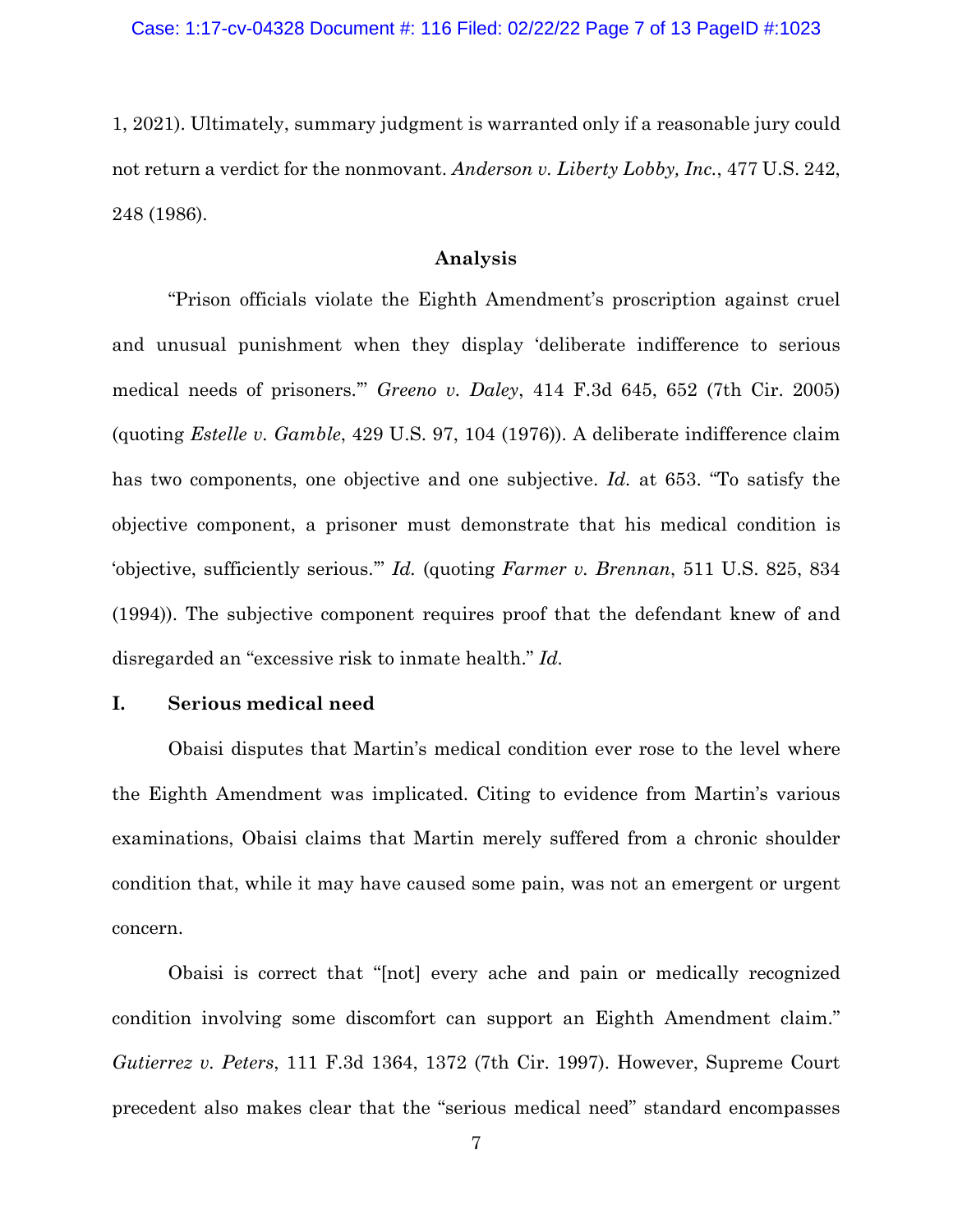1, 2021). Ultimately, summary judgment is warranted only if a reasonable jury could not return a verdict for the nonmovant. *Anderson v. Liberty Lobby, Inc.*, 477 U.S. 242, 248 (1986).

## Analysis

"Prison officials violate the Eighth Amendment's proscription against cruel and unusual punishment when they display 'deliberate indifference to serious medical needs of prisoners.'" *Greeno v. Daley*, 414 F.3d 645, 652 (7th Cir. 2005) (quoting *Estelle v. Gamble*, 429 U.S. 97, 104 (1976)). A deliberate indifference claim has two components, one objective and one subjective. *Id.* at 653. "To satisfy the objective component, a prisoner must demonstrate that his medical condition is 'objective, sufficiently serious.'" *Id.* (quoting *Farmer v. Brennan*, 511 U.S. 825, 834 (1994)). The subjective component requires proof that the defendant knew of and disregarded an "excessive risk to inmate health." *Id.*

### I. Serious medical need

Obaisi disputes that Martin's medical condition ever rose to the level where the Eighth Amendment was implicated. Citing to evidence from Martin's various examinations, Obaisi claims that Martin merely suffered from a chronic shoulder condition that, while it may have caused some pain, was not an emergent or urgent concern.

Obaisi is correct that "[not] every ache and pain or medically recognized condition involving some discomfort can support an Eighth Amendment claim." *Gutierrez v. Peters*, 111 F.3d 1364, 1372 (7th Cir. 1997). However, Supreme Court precedent also makes clear that the "serious medical need" standard encompasses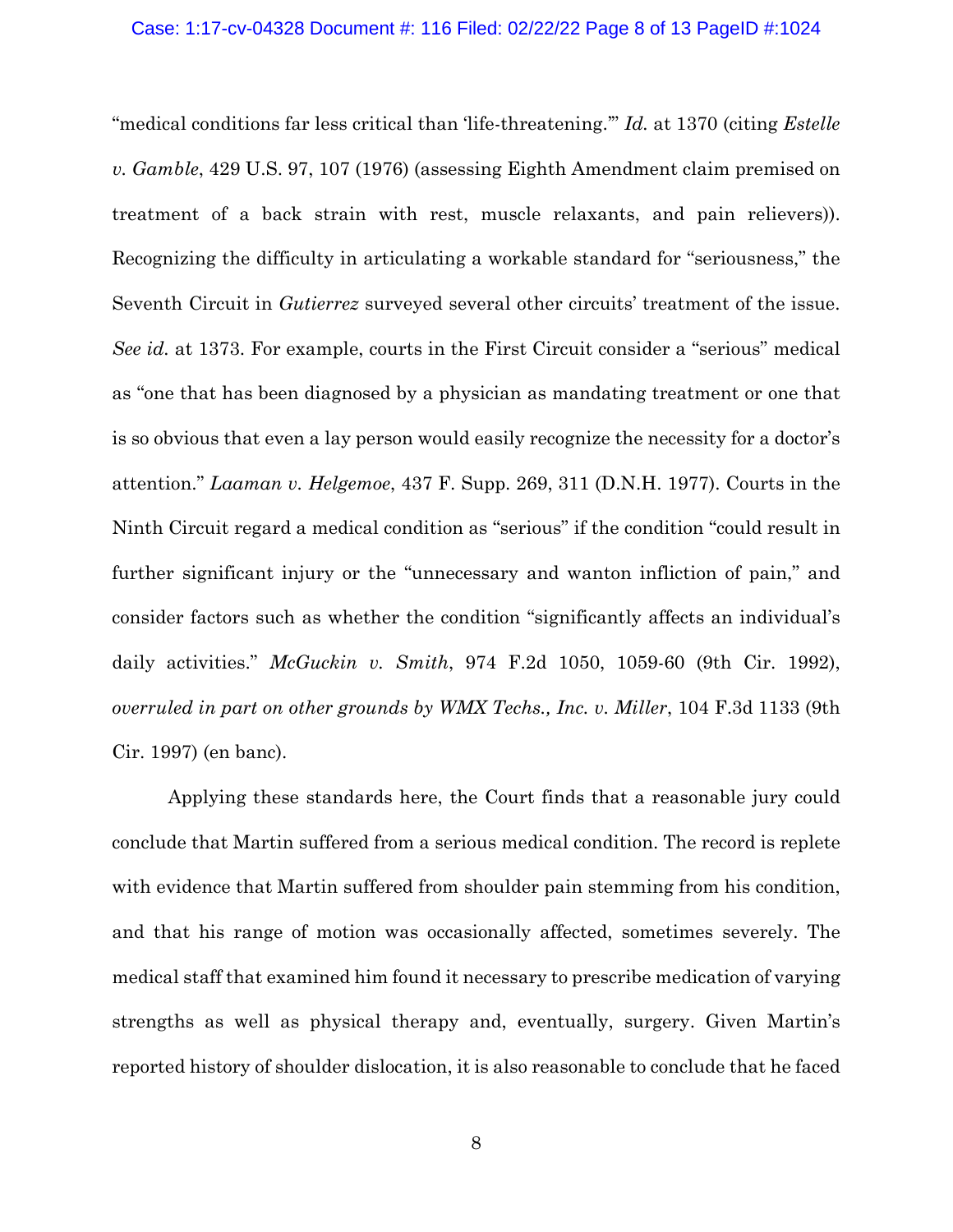"medical conditions far less critical than 'life-threatening.'" *Id.* at 1370 (citing *Estelle v. Gamble*, 429 U.S. 97, 107 (1976) (assessing Eighth Amendment claim premised on treatment of a back strain with rest, muscle relaxants, and pain relievers)). Recognizing the difficulty in articulating a workable standard for "seriousness," the Seventh Circuit in *Gutierrez* surveyed several other circuits' treatment of the issue. *See id.* at 1373. For example, courts in the First Circuit consider a "serious" medical as "one that has been diagnosed by a physician as mandating treatment or one that is so obvious that even a lay person would easily recognize the necessity for a doctor's attention." *Laaman v. Helgemoe*, 437 F. Supp. 269, 311 (D.N.H. 1977). Courts in the Ninth Circuit regard a medical condition as "serious" if the condition "could result in further significant injury or the "unnecessary and wanton infliction of pain," and consider factors such as whether the condition "significantly affects an individual's daily activities." *McGuckin v. Smith*, 974 F.2d 1050, 1059-60 (9th Cir. 1992), *overruled in part on other grounds by WMX Techs., Inc. v. Miller*, 104 F.3d 1133 (9th Cir. 1997) (en banc).

Applying these standards here, the Court finds that a reasonable jury could conclude that Martin suffered from a serious medical condition. The record is replete with evidence that Martin suffered from shoulder pain stemming from his condition, and that his range of motion was occasionally affected, sometimes severely. The medical staff that examined him found it necessary to prescribe medication of varying strengths as well as physical therapy and, eventually, surgery. Given Martin's reported history of shoulder dislocation, it is also reasonable to conclude that he faced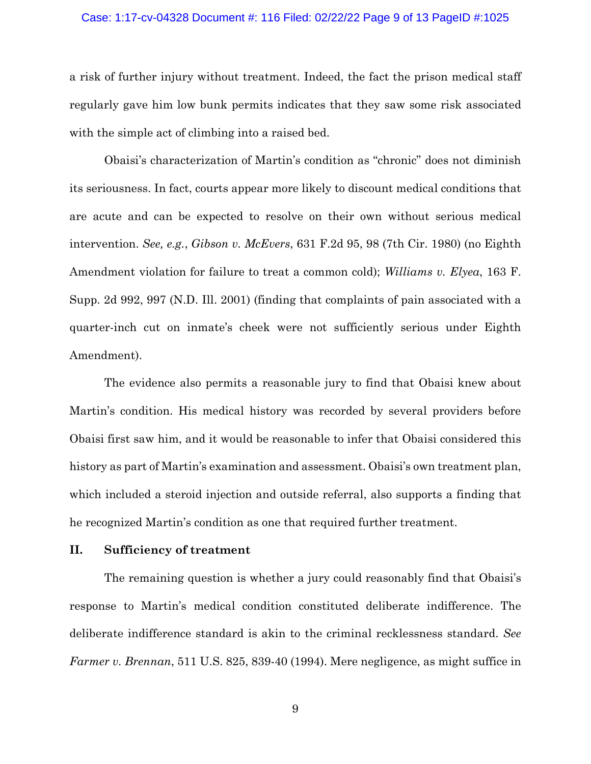a risk of further injury without treatment. Indeed, the fact the prison medical staff regularly gave him low bunk permits indicates that they saw some risk associated with the simple act of climbing into a raised bed.

Obaisi's characterization of Martin's condition as "chronic" does not diminish its seriousness. In fact, courts appear more likely to discount medical conditions that are acute and can be expected to resolve on their own without serious medical intervention. *See, e.g.*, *Gibson v. McEvers*, 631 F.2d 95, 98 (7th Cir. 1980) (no Eighth Amendment violation for failure to treat a common cold); *Williams v. Elyea*, 163 F. Supp. 2d 992, 997 (N.D. Ill. 2001) (finding that complaints of pain associated with a quarter-inch cut on inmate's cheek were not sufficiently serious under Eighth Amendment).

The evidence also permits a reasonable jury to find that Obaisi knew about Martin's condition. His medical history was recorded by several providers before Obaisi first saw him, and it would be reasonable to infer that Obaisi considered this history as part of Martin's examination and assessment. Obaisi's own treatment plan, which included a steroid injection and outside referral, also supports a finding that he recognized Martin's condition as one that required further treatment.

## II. Sufficiency of treatment

The remaining question is whether a jury could reasonably find that Obaisi's response to Martin's medical condition constituted deliberate indifference. The deliberate indifference standard is akin to the criminal recklessness standard. *See Farmer v. Brennan*, 511 U.S. 825, 839-40 (1994). Mere negligence, as might suffice in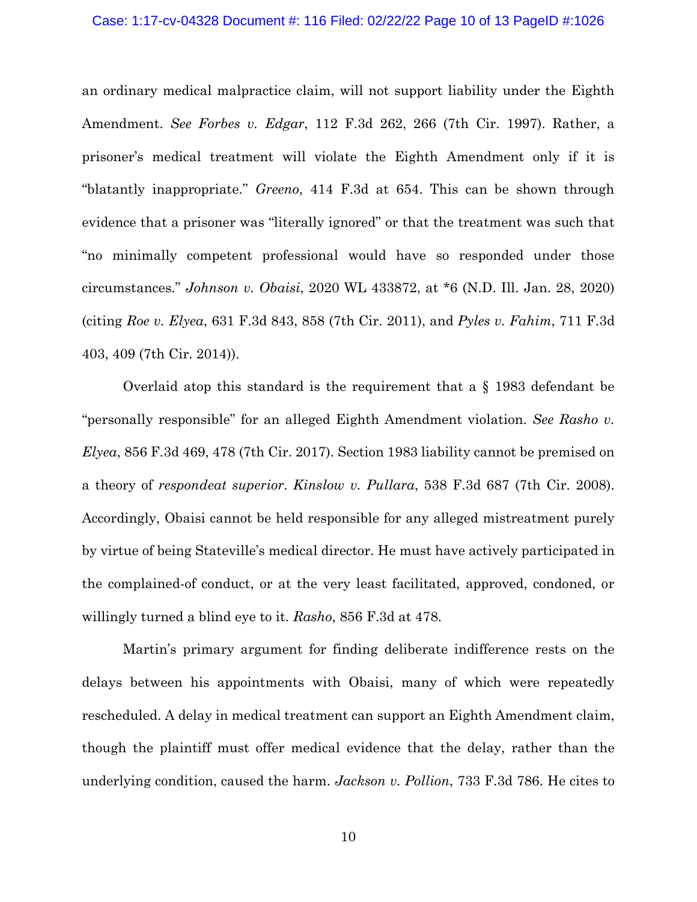an ordinary medical malpractice claim, will not support liability under the Eighth Amendment. *See Forbes v. Edgar*, 112 F.3d 262, 266 (7th Cir. 1997). Rather, a prisoner's medical treatment will violate the Eighth Amendment only if it is "blatantly inappropriate." *Greeno*, 414 F.3d at 654. This can be shown through evidence that a prisoner was "literally ignored" or that the treatment was such that "no minimally competent professional would have so responded under those circumstances." *Johnson v. Obaisi*, 2020 WL 433872, at *6 (N.D. Ill. Jan. 28, 2020) (citing *Roe v. Elyea*, 631 F.3d 843, 858 (7th Cir. 2011), and *Pyles v. Fahim*, 711 F.3d 403, 409 (7th Cir. 2014)).

Overlaid atop this standard is the requirement that a § 1983 defendant be "personally responsible" for an alleged Eighth Amendment violation. *See Rasho v. Elyea*, 856 F.3d 469, 478 (7th Cir. 2017). Section 1983 liability cannot be premised on a theory of *respondeat superior*. *Kinslow v. Pullara*, 538 F.3d 687 (7th Cir. 2008). Accordingly, Obaisi cannot be held responsible for any alleged mistreatment purely by virtue of being Stateville's medical director. He must have actively participated in the complained-of conduct, or at the very least facilitated, approved, condoned, or willingly turned a blind eye to it. *Rasho*, 856 F.3d at 478.

Martin's primary argument for finding deliberate indifference rests on the delays between his appointments with Obaisi, many of which were repeatedly rescheduled. A delay in medical treatment can support an Eighth Amendment claim, though the plaintiff must offer medical evidence that the delay, rather than the underlying condition, caused the harm. *Jackson v. Pollion*, 733 F.3d 786. He cites to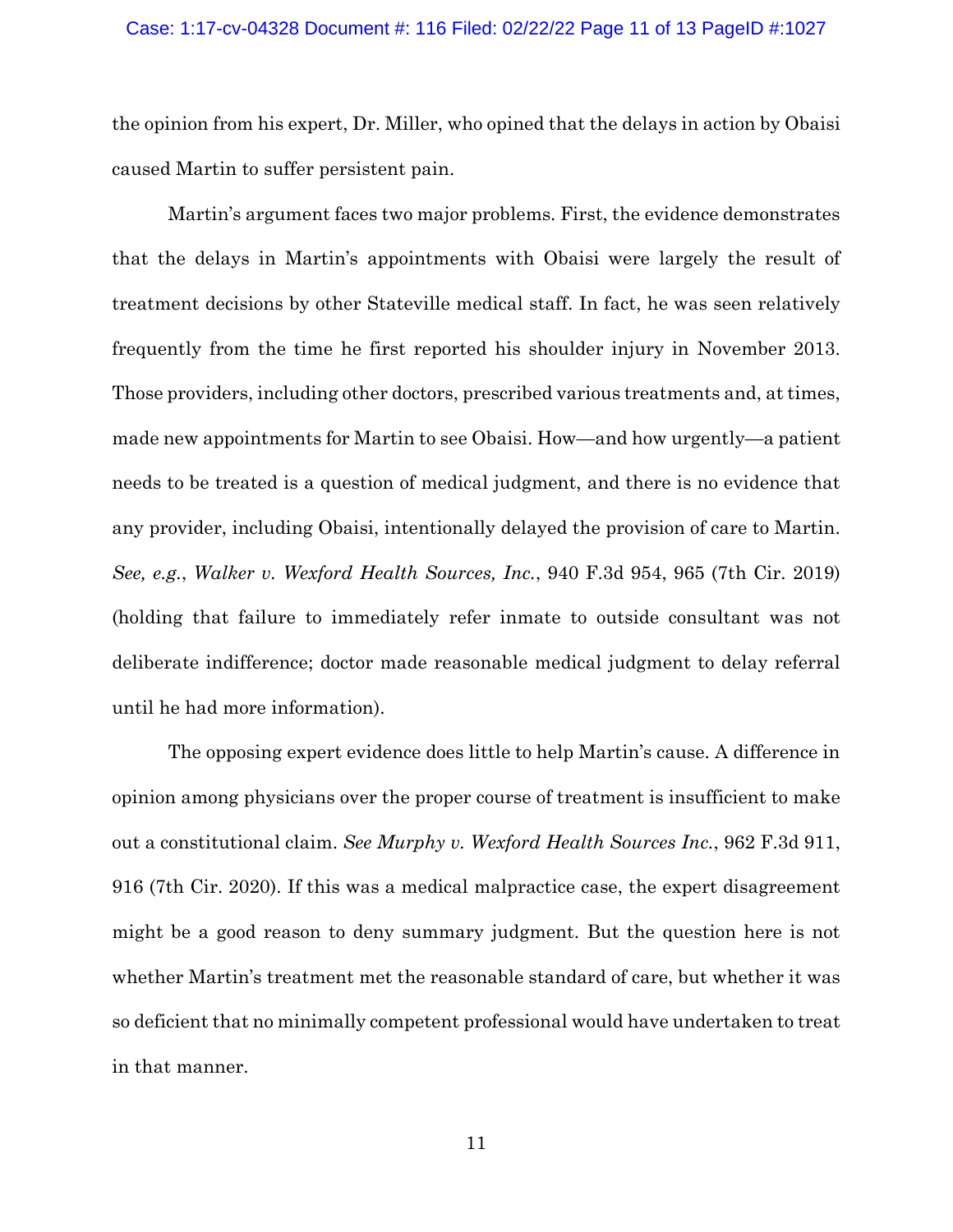the opinion from his expert, Dr. Miller, who opined that the delays in action by Obaisi caused Martin to suffer persistent pain.

Martin's argument faces two major problems. First, the evidence demonstrates that the delays in Martin's appointments with Obaisi were largely the result of treatment decisions by other Stateville medical staff. In fact, he was seen relatively frequently from the time he first reported his shoulder injury in November 2013. Those providers, including other doctors, prescribed various treatments and, at times, made new appointments for Martin to see Obaisi. How—and how urgently—a patient needs to be treated is a question of medical judgment, and there is no evidence that any provider, including Obaisi, intentionally delayed the provision of care to Martin. *See, e.g.*, *Walker v. Wexford Health Sources, Inc.*, 940 F.3d 954, 965 (7th Cir. 2019) (holding that failure to immediately refer inmate to outside consultant was not deliberate indifference; doctor made reasonable medical judgment to delay referral until he had more information).

The opposing expert evidence does little to help Martin's cause. A difference in opinion among physicians over the proper course of treatment is insufficient to make out a constitutional claim. *See Murphy v. Wexford Health Sources Inc.*, 962 F.3d 911, 916 (7th Cir. 2020). If this was a medical malpractice case, the expert disagreement might be a good reason to deny summary judgment. But the question here is not whether Martin's treatment met the reasonable standard of care, but whether it was so deficient that no minimally competent professional would have undertaken to treat in that manner.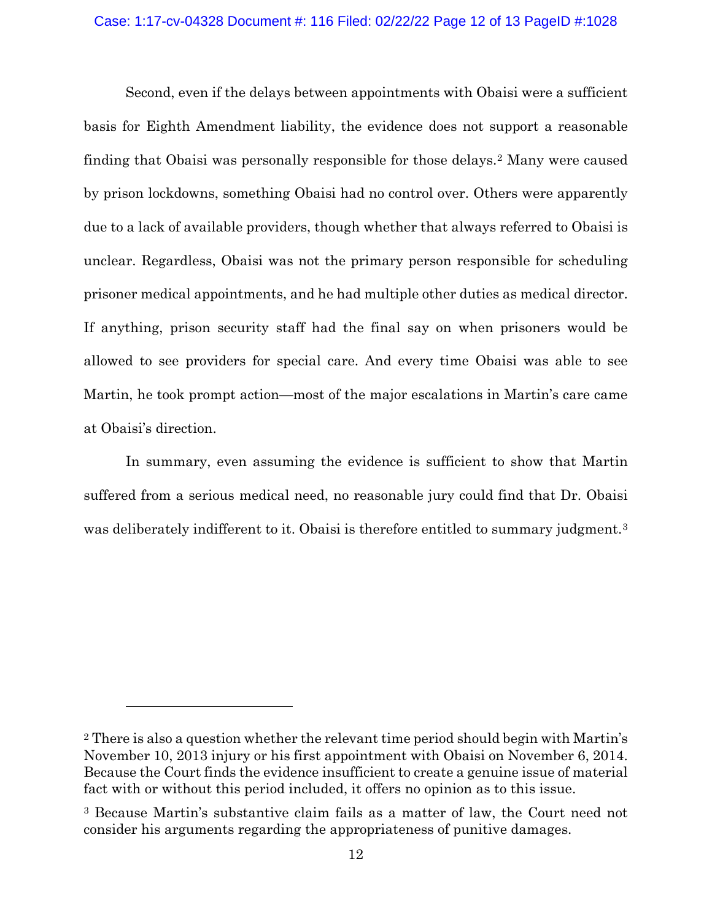Second, even if the delays between appointments with Obaisi were a sufficient basis for Eighth Amendment liability, the evidence does not support a reasonable finding that Obaisi was personally responsible for those delays.[2] Many were caused by prison lockdowns, something Obaisi had no control over. Others were apparently due to a lack of available providers, though whether that always referred to Obaisi is unclear. Regardless, Obaisi was not the primary person responsible for scheduling prisoner medical appointments, and he had multiple other duties as medical director. If anything, prison security staff had the final say on when prisoners would be allowed to see providers for special care. And every time Obaisi was able to see Martin, he took prompt action—most of the major escalations in Martin's care came at Obaisi's direction.

In summary, even assuming the evidence is sufficient to show that Martin suffered from a serious medical need, no reasonable jury could find that Dr. Obaisi was deliberately indifferent to it. Obaisi is therefore entitled to summary judgment.[3]

---

[2] There is also a question whether the relevant time period should begin with Martin's November 10, 2013 injury or his first appointment with Obaisi on November 6, 2014. Because the Court finds the evidence insufficient to create a genuine issue of material fact with or without this period included, it offers no opinion as to this issue.

[3] Because Martin's substantive claim fails as a matter of law, the Court need not consider his arguments regarding the appropriateness of punitive damages.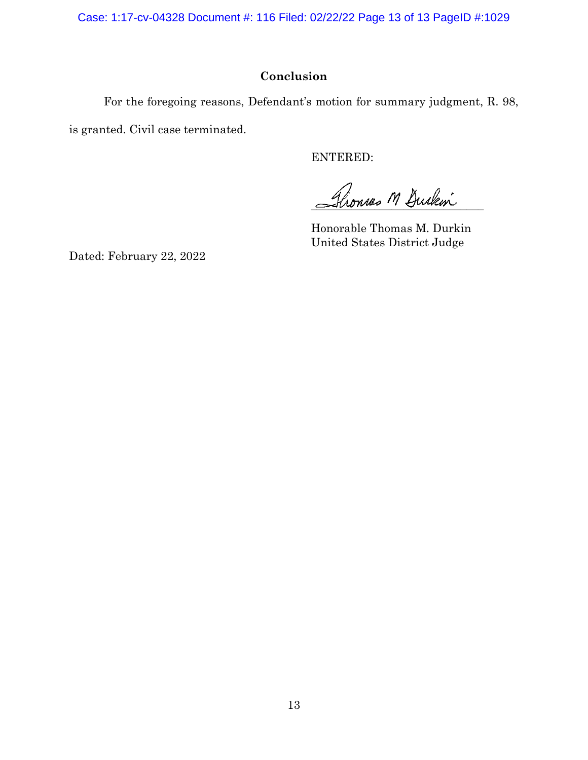## Conclusion

For the foregoing reasons, Defendant's motion for summary judgment, R. 98, is granted. Civil case terminated.

ENTERED:

Honorable Thomas M. Durkin
United States District Judge

Dated: February 22, 2022